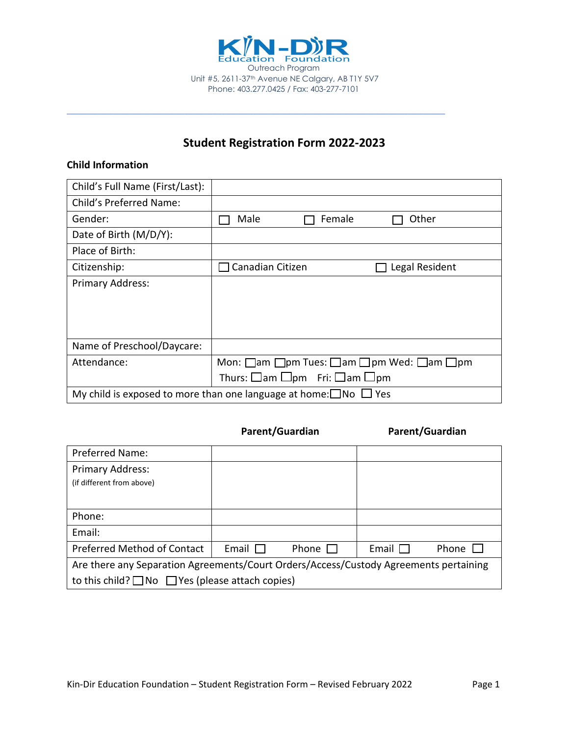KIN-DIR Education Foundation
Outreach Program
Unit #5, 2611-37th Avenue NE Calgary, AB T1Y 5V7
Phone: 403.277.0425 / Fax: 403-277-7101

# Student Registration Form 2022-2023

**Child Information**

| | |
|---|---|
| Child's Full Name (First/Last): | |
| Child's Preferred Name: | |
| Gender: | ☐ Male ☐ Female ☐ Other |
| Date of Birth (M/D/Y): | |
| Place of Birth: | |
| Citizenship: | ☐ Canadian Citizen ☐ Legal Resident |
| Primary Address: | |
| Name of Preschool/Daycare: | |
| Attendance: | Mon: ☐am ☐pm Tues: ☐am ☐pm Wed: ☐am ☐pm Thurs: ☐am ☐pm Fri: ☐am ☐pm |
| My child is exposed to more than one language at home: ☐No ☐ Yes | |

| | **Parent/Guardian** | | **Parent/Guardian** | |
|---|---|---|---|---|
| Preferred Name: | | | | |
| Primary Address: (if different from above) | | | | |
| Phone: | | | | |
| Email: | | | | |
| Preferred Method of Contact | Email ☐ | Phone ☐ | Email ☐ | Phone ☐ |
| Are there any Separation Agreements/Court Orders/Access/Custody Agreements pertaining to this child? ☐No ☐Yes (please attach copies) | | | | |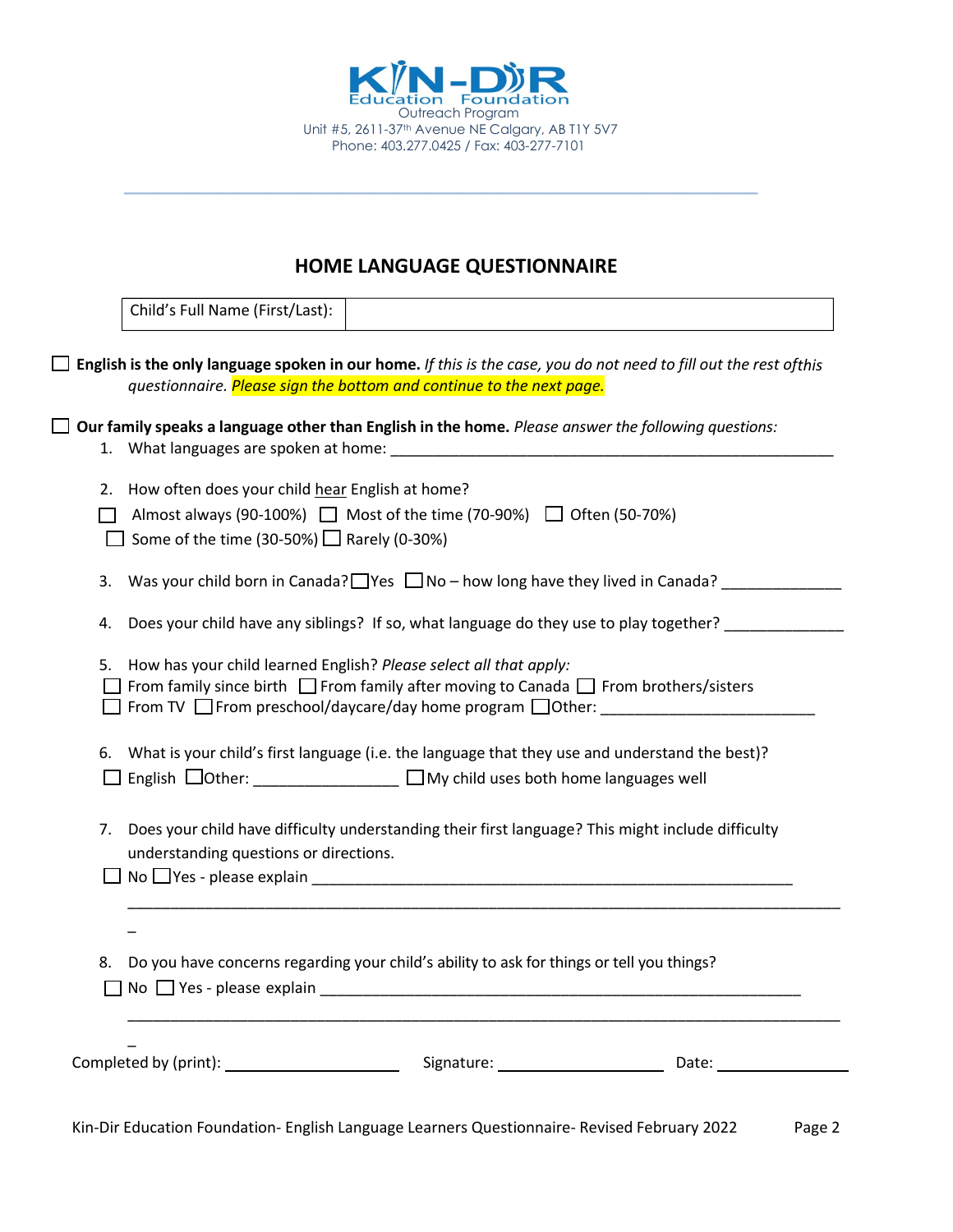KIN-DIR Education Foundation
Outreach Program
Unit #5, 2611-37th Avenue NE Calgary, AB T1Y 5V7
Phone: 403.277.0425 / Fax: 403-277-7101

## HOME LANGUAGE QUESTIONNAIRE

| Child's Full Name (First/Last): | |
|---|---|

☐ **English is the only language spoken in our home.** *If this is the case, you do not need to fill out the rest ofthis questionnaire. Please sign the bottom and continue to the next page.*

☐ **Our family speaks a language other than English in the home.** *Please answer the following questions:*

1. What languages are spoken at home: ____________________________________________________

2. How often does your child hear English at home?
   ☐ Almost always (90-100%) ☐ Most of the time (70-90%) ☐ Often (50-70%)
   ☐ Some of the time (30-50%) ☐ Rarely (0-30%)

3. Was your child born in Canada? ☐ Yes ☐ No – how long have they lived in Canada? _____________

4. Does your child have any siblings? If so, what language do they use to play together? _____________

5. How has your child learned English? *Please select all that apply:*
   ☐ From family since birth ☐ From family after moving to Canada ☐ From brothers/sisters
   ☐ From TV ☐ From preschool/daycare/day home program ☐ Other: ________________________

6. What is your child's first language (i.e. the language that they use and understand the best)?
   ☐ English ☐ Other: ________________ ☐ My child uses both home languages well

7. Does your child have difficulty understanding their first language? This might include difficulty understanding questions or directions.
   ☐ No ☐ Yes - please explain ________________________________________________________
   ________________________________________________________________________________
   _

8. Do you have concerns regarding your child's ability to ask for things or tell you things?
   ☐ No ☐ Yes - please explain ________________________________________________________
   ________________________________________________________________________________
   _

Completed by (print): ____________________ Signature: ____________________ Date: ______________

Kin-Dir Education Foundation- English Language Learners Questionnaire- Revised February 2022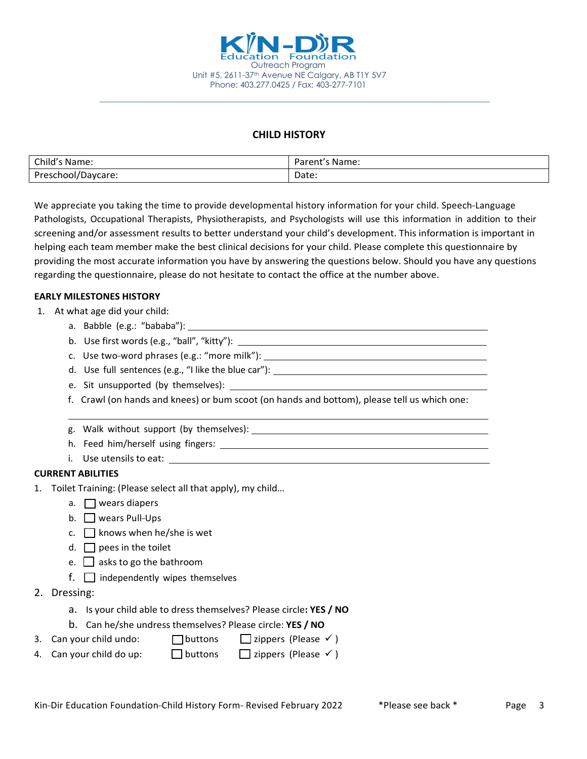KIN-DIR Education Foundation
Outreach Program
Unit #5, 2611-37th Avenue NE Calgary, AB T1Y 5V7
Phone: 403.277.0425 / Fax: 403-277-7101

## CHILD HISTORY

| Child's Name: | Parent's Name: |
| --- | --- |
| Preschool/Daycare: | Date: |

We appreciate you taking the time to provide developmental history information for your child. Speech-Language Pathologists, Occupational Therapists, Physiotherapists, and Psychologists will use this information in addition to their screening and/or assessment results to better understand your child's development. This information is important in helping each team member make the best clinical decisions for your child. Please complete this questionnaire by providing the most accurate information you have by answering the questions below. Should you have any questions regarding the questionnaire, please do not hesitate to contact the office at the number above.

**EARLY MILESTONES HISTORY**

1. At what age did your child:
   a. Babble (e.g.: "bababa"): ______________________
   b. Use first words (e.g., "ball", "kitty"): ______________________
   c. Use two-word phrases (e.g.: "more milk"): ______________________
   d. Use full sentences (e.g., "I like the blue car"): ______________________
   e. Sit unsupported (by themselves): ______________________
   f. Crawl (on hands and knees) or bum scoot (on hands and bottom), please tell us which one:
   ______________________
   g. Walk without support (by themselves): ______________________
   h. Feed him/herself using fingers: ______________________
   i. Use utensils to eat: ______________________

**CURRENT ABILITIES**

1. Toilet Training: (Please select all that apply), my child…
   a. ☐ wears diapers
   b. ☐ wears Pull-Ups
   c. ☐ knows when he/she is wet
   d. ☐ pees in the toilet
   e. ☐ asks to go the bathroom
   f. ☐ independently wipes themselves
2. Dressing:
   a. Is your child able to dress themselves? Please circle**: YES / NO**
   b. Can he/she undress themselves? Please circle: **YES / NO**
3. Can your child undo: ☐ buttons ☐ zippers (Please ✓)
4. Can your child do up: ☐ buttons ☐ zippers (Please ✓)

*Please see back *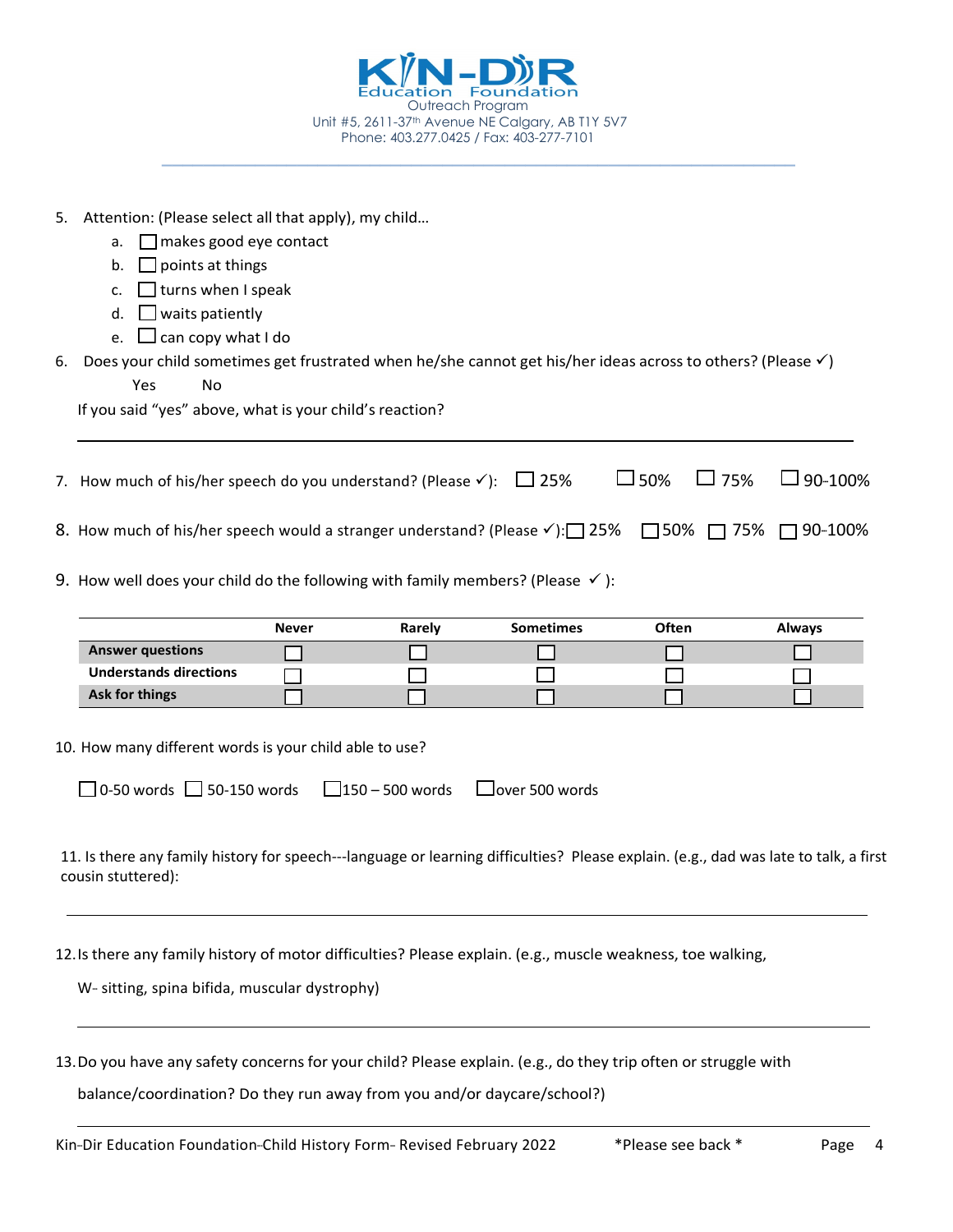KIN-DIR Education Foundation
Outreach Program
Unit #5, 2611-37th Avenue NE Calgary, AB T1Y 5V7
Phone: 403.277.0425 / Fax: 403-277-7101

5. Attention: (Please select all that apply), my child…
   a. ☐ makes good eye contact
   b. ☐ points at things
   c. ☐ turns when I speak
   d. ☐ waits patiently
   e. ☐ can copy what I do
6. Does your child sometimes get frustrated when he/she cannot get his/her ideas across to others? (Please ✓)

   Yes     No

   If you said "yes" above, what is your child's reaction?

   ______________________________________________________________________

7. How much of his/her speech do you understand? (Please ✓): ☐ 25% ☐ 50% ☐ 75% ☐ 90-100%

8. How much of his/her speech would a stranger understand? (Please ✓): ☐ 25% ☐ 50% ☐ 75% ☐ 90-100%

9. How well does your child do the following with family members? (Please ✓):

| | Never | Rarely | Sometimes | Often | Always |
|---|---|---|---|---|---|
| **Answer questions** | ☐ | ☐ | ☐ | ☐ | ☐ |
| **Understands directions** | ☐ | ☐ | ☐ | ☐ | ☐ |
| **Ask for things** | ☐ | ☐ | ☐ | ☐ | ☐ |

10. How many different words is your child able to use?

    ☐ 0-50 words ☐ 50-150 words ☐ 150 – 500 words ☐ over 500 words

11. Is there any family history for speech---language or learning difficulties? Please explain. (e.g., dad was late to talk, a first cousin stuttered):

    ______________________________________________________________________

12. Is there any family history of motor difficulties? Please explain. (e.g., muscle weakness, toe walking, W- sitting, spina bifida, muscular dystrophy)

    ______________________________________________________________________

13. Do you have any safety concerns for your child? Please explain. (e.g., do they trip often or struggle with balance/coordination? Do they run away from you and/or daycare/school?)

    ______________________________________________________________________

Kin-Dir Education Foundation-Child History Form- Revised February 2022     *Please see back *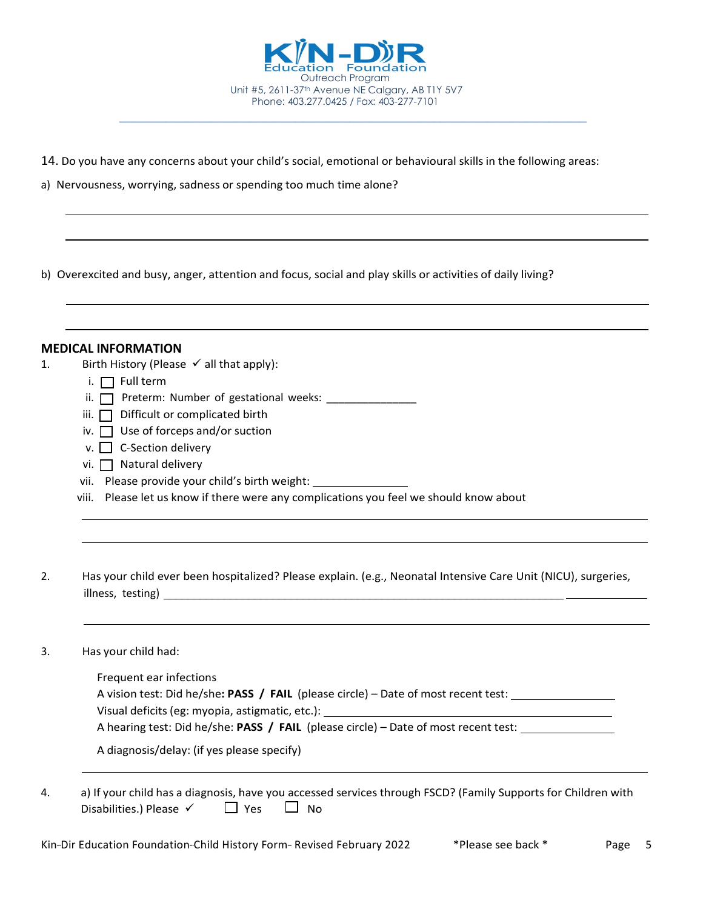14. Do you have any concerns about your child's social, emotional or behavioural skills in the following areas:

a) Nervousness, worrying, sadness or spending too much time alone?

______________________________________________

______________________________________________

b) Overexcited and busy, anger, attention and focus, social and play skills or activities of daily living?

______________________________________________

______________________________________________

## MEDICAL INFORMATION

1. Birth History (Please ✓ all that apply):
   - i. ☐ Full term
   - ii. ☐ Preterm: Number of gestational weeks: _______________
   - iii. ☐ Difficult or complicated birth
   - iv. ☐ Use of forceps and/or suction
   - v. ☐ C-Section delivery
   - vi. ☐ Natural delivery
   - vii. Please provide your child's birth weight: _______________
   - viii. Please let us know if there were any complications you feel we should know about

   ______________________________________________

   ______________________________________________

2. Has your child ever been hospitalized? Please explain. (e.g., Neonatal Intensive Care Unit (NICU), surgeries, illness, testing) ______________________________________________

   ______________________________________________

3. Has your child had:

   Frequent ear infections

   A vision test: Did he/she**: PASS / FAIL** (please circle) – Date of most recent test: _______________

   Visual deficits (eg: myopia, astigmatic, etc.): _______________

   A hearing test: Did he/she: **PASS / FAIL** (please circle) – Date of most recent test: _______________

   A diagnosis/delay: (if yes please specify)

   ______________________________________________

4. a) If your child has a diagnosis, have you accessed services through FSCD? (Family Supports for Children with Disabilities.) Please ✓ ☐ Yes ☐ No

\*Please see back \*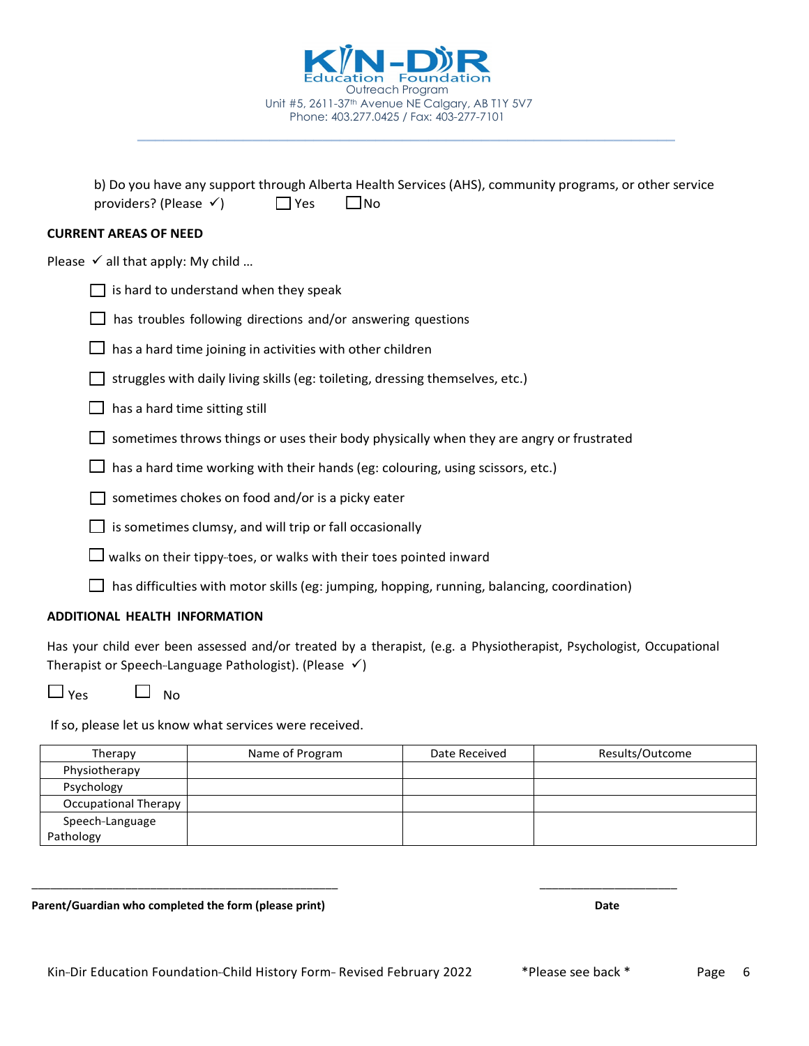Kin-Dir Education Foundation
Outreach Program
Unit #5, 2611-37th Avenue NE Calgary, AB T1Y 5V7
Phone: 403.277.0425 / Fax: 403-277-7101

b) Do you have any support through Alberta Health Services (AHS), community programs, or other service providers? (Please ✓) ☐ Yes ☐ No

**CURRENT AREAS OF NEED**

Please ✓ all that apply: My child …

- ☐ is hard to understand when they speak
- ☐ has troubles following directions and/or answering questions
- ☐ has a hard time joining in activities with other children
- ☐ struggles with daily living skills (eg: toileting, dressing themselves, etc.)
- ☐ has a hard time sitting still
- ☐ sometimes throws things or uses their body physically when they are angry or frustrated
- ☐ has a hard time working with their hands (eg: colouring, using scissors, etc.)
- ☐ sometimes chokes on food and/or is a picky eater
- ☐ is sometimes clumsy, and will trip or fall occasionally
- ☐ walks on their tippy-toes, or walks with their toes pointed inward
- ☐ has difficulties with motor skills (eg: jumping, hopping, running, balancing, coordination)

**ADDITIONAL HEALTH INFORMATION**

Has your child ever been assessed and/or treated by a therapist, (e.g. a Physiotherapist, Psychologist, Occupational Therapist or Speech-Language Pathologist). (Please ✓)

☐ Yes ☐ No

If so, please let us know what services were received.

| Therapy | Name of Program | Date Received | Results/Outcome |
|---|---|---|---|
| Physiotherapy | | | |
| Psychology | | | |
| Occupational Therapy | | | |
| Speech-Language Pathology | | | |

______________________________________________ ______________________

**Parent/Guardian who completed the form (please print)** **Date**

Kin-Dir Education Foundation-Child History Form- Revised February 2022 *Please see back *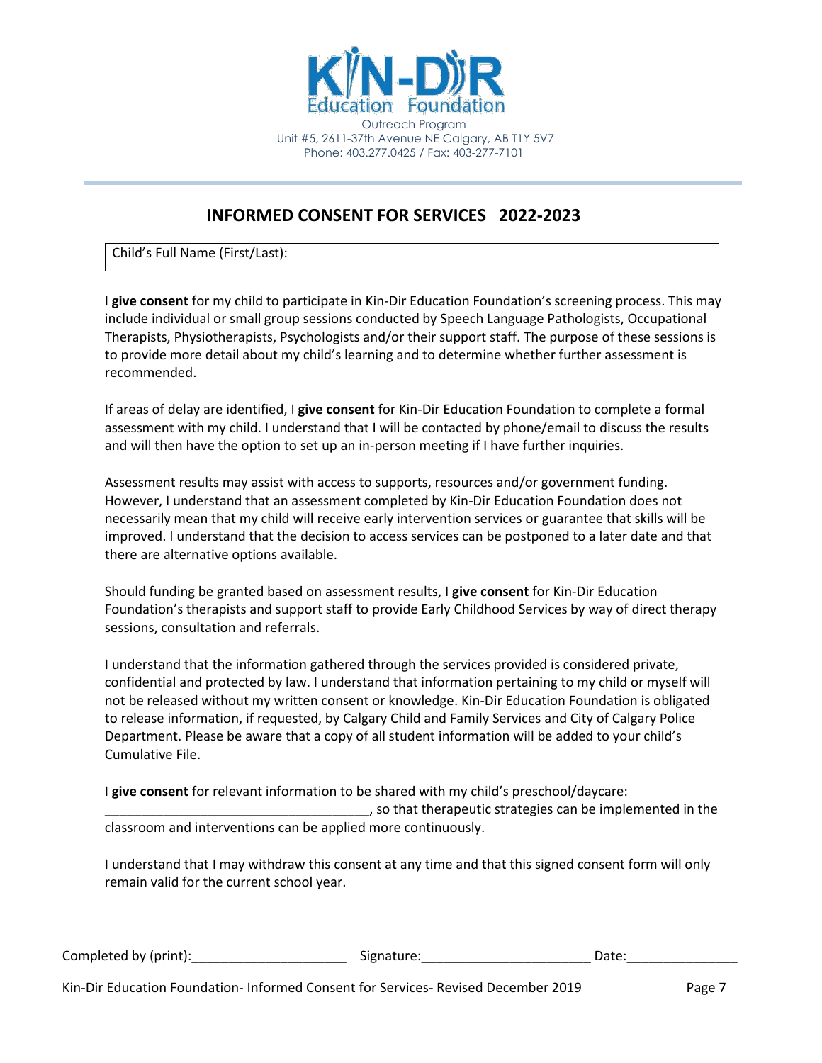Kin-Dir Education Foundation

Outreach Program
Unit #5, 2611-37th Avenue NE Calgary, AB T1Y 5V7
Phone: 403.277.0425 / Fax: 403-277-7101

## INFORMED CONSENT FOR SERVICES 2022-2023

| Child's Full Name (First/Last): | |
|---|---|

I **give consent** for my child to participate in Kin-Dir Education Foundation's screening process. This may include individual or small group sessions conducted by Speech Language Pathologists, Occupational Therapists, Physiotherapists, Psychologists and/or their support staff. The purpose of these sessions is to provide more detail about my child's learning and to determine whether further assessment is recommended.

If areas of delay are identified, I **give consent** for Kin-Dir Education Foundation to complete a formal assessment with my child. I understand that I will be contacted by phone/email to discuss the results and will then have the option to set up an in-person meeting if I have further inquiries.

Assessment results may assist with access to supports, resources and/or government funding. However, I understand that an assessment completed by Kin-Dir Education Foundation does not necessarily mean that my child will receive early intervention services or guarantee that skills will be improved. I understand that the decision to access services can be postponed to a later date and that there are alternative options available.

Should funding be granted based on assessment results, I **give consent** for Kin-Dir Education Foundation's therapists and support staff to provide Early Childhood Services by way of direct therapy sessions, consultation and referrals.

I understand that the information gathered through the services provided is considered private, confidential and protected by law. I understand that information pertaining to my child or myself will not be released without my written consent or knowledge. Kin-Dir Education Foundation is obligated to release information, if requested, by Calgary Child and Family Services and City of Calgary Police Department. Please be aware that a copy of all student information will be added to your child's Cumulative File.

I **give consent** for relevant information to be shared with my child's preschool/daycare: ____________________________________, so that therapeutic strategies can be implemented in the classroom and interventions can be applied more continuously.

I understand that I may withdraw this consent at any time and that this signed consent form will only remain valid for the current school year.

Completed by (print):_____________________ Signature:______________________ Date:_______________

Kin-Dir Education Foundation- Informed Consent for Services- Revised December 2019